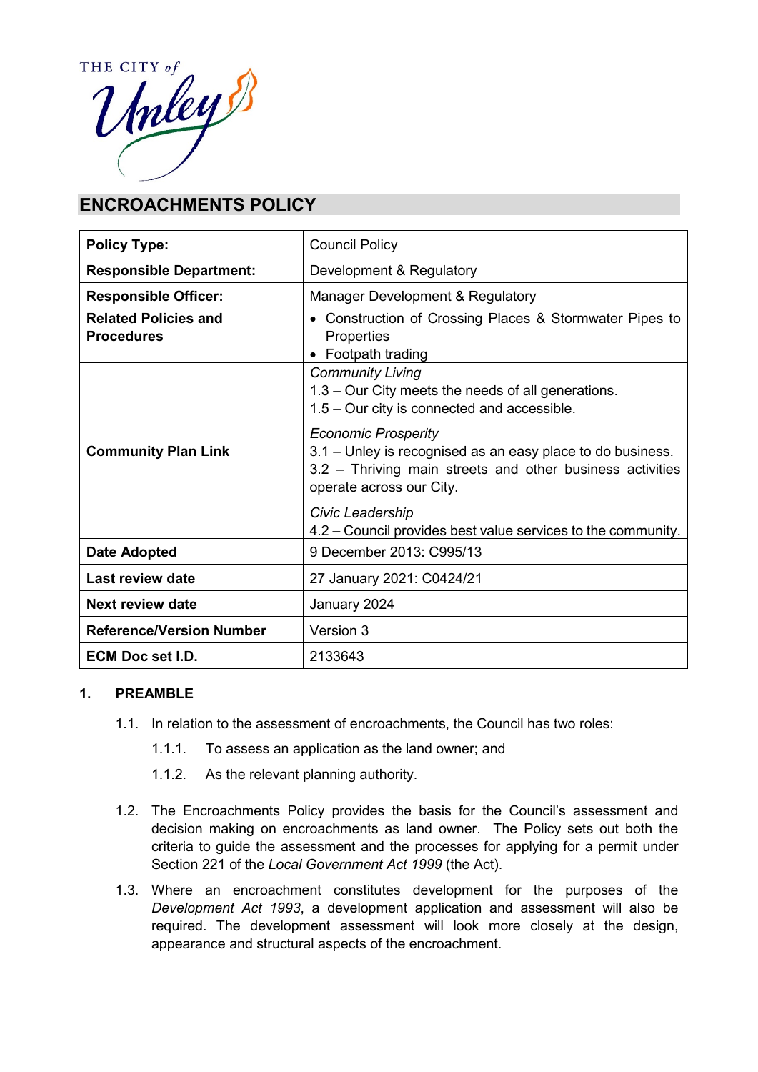THE CITY of Unley

# ENCROACHMENTS POLICY

| | |
|---|---|
| **Policy Type:** | Council Policy |
| **Responsible Department:** | Development & Regulatory |
| **Responsible Officer:** | Manager Development & Regulatory |
| **Related Policies and Procedures** | • Construction of Crossing Places & Stormwater Pipes to Properties<br>• Footpath trading |
| **Community Plan Link** | *Community Living*<br>1.3 – Our City meets the needs of all generations.<br>1.5 – Our city is connected and accessible.<br><br>*Economic Prosperity*<br>3.1 – Unley is recognised as an easy place to do business.<br>3.2 – Thriving main streets and other business activities operate across our City.<br><br>*Civic Leadership*<br>4.2 – Council provides best value services to the community. |
| **Date Adopted** | 9 December 2013: C995/13 |
| **Last review date** | 27 January 2021: C0424/21 |
| **Next review date** | January 2024 |
| **Reference/Version Number** | Version 3 |
| **ECM Doc set I.D.** | 2133643 |

## 1. PREAMBLE

1.1. In relation to the assessment of encroachments, the Council has two roles:

1.1.1. To assess an application as the land owner; and

1.1.2. As the relevant planning authority.

1.2. The Encroachments Policy provides the basis for the Council's assessment and decision making on encroachments as land owner. The Policy sets out both the criteria to guide the assessment and the processes for applying for a permit under Section 221 of the *Local Government Act 1999* (the Act).

1.3. Where an encroachment constitutes development for the purposes of the *Development Act 1993*, a development application and assessment will also be required. The development assessment will look more closely at the design, appearance and structural aspects of the encroachment.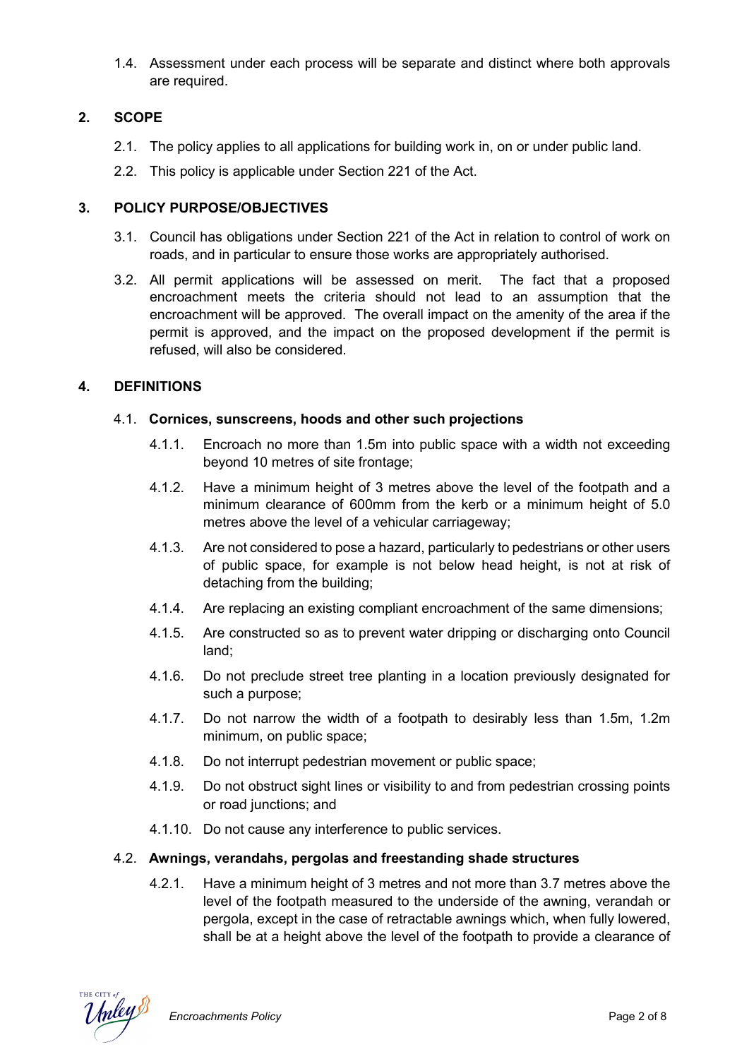1.4. Assessment under each process will be separate and distinct where both approvals are required.

## 2. SCOPE

2.1. The policy applies to all applications for building work in, on or under public land.

2.2. This policy is applicable under Section 221 of the Act.

## 3. POLICY PURPOSE/OBJECTIVES

3.1. Council has obligations under Section 221 of the Act in relation to control of work on roads, and in particular to ensure those works are appropriately authorised.

3.2. All permit applications will be assessed on merit. The fact that a proposed encroachment meets the criteria should not lead to an assumption that the encroachment will be approved. The overall impact on the amenity of the area if the permit is approved, and the impact on the proposed development if the permit is refused, will also be considered.

## 4. DEFINITIONS

### 4.1. Cornices, sunscreens, hoods and other such projections

4.1.1. Encroach no more than 1.5m into public space with a width not exceeding beyond 10 metres of site frontage;

4.1.2. Have a minimum height of 3 metres above the level of the footpath and a minimum clearance of 600mm from the kerb or a minimum height of 5.0 metres above the level of a vehicular carriageway;

4.1.3. Are not considered to pose a hazard, particularly to pedestrians or other users of public space, for example is not below head height, is not at risk of detaching from the building;

4.1.4. Are replacing an existing compliant encroachment of the same dimensions;

4.1.5. Are constructed so as to prevent water dripping or discharging onto Council land;

4.1.6. Do not preclude street tree planting in a location previously designated for such a purpose;

4.1.7. Do not narrow the width of a footpath to desirably less than 1.5m, 1.2m minimum, on public space;

4.1.8. Do not interrupt pedestrian movement or public space;

4.1.9. Do not obstruct sight lines or visibility to and from pedestrian crossing points or road junctions; and

4.1.10. Do not cause any interference to public services.

### 4.2. Awnings, verandahs, pergolas and freestanding shade structures

4.2.1. Have a minimum height of 3 metres and not more than 3.7 metres above the level of the footpath measured to the underside of the awning, verandah or pergola, except in the case of retractable awnings which, when fully lowered, shall be at a height above the level of the footpath to provide a clearance of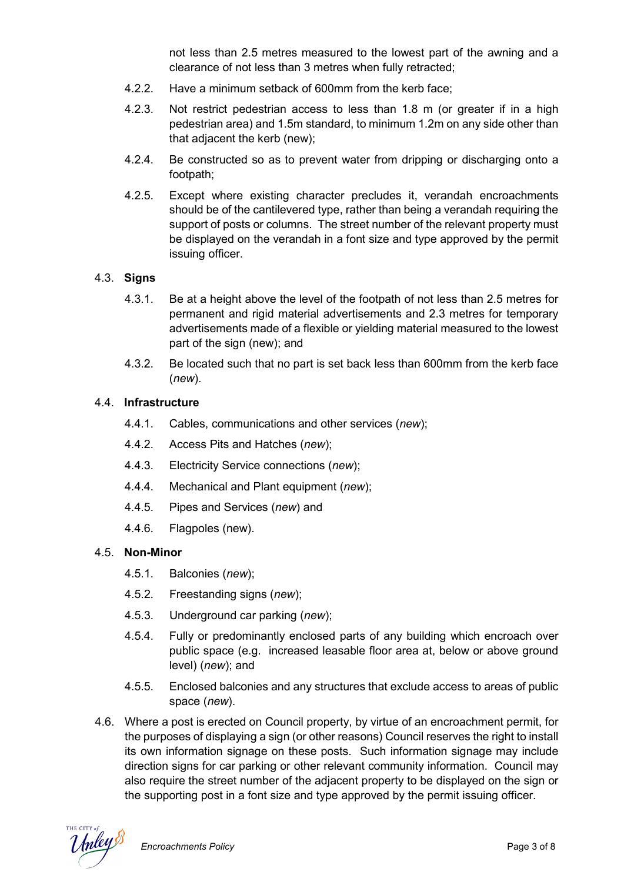not less than 2.5 metres measured to the lowest part of the awning and a clearance of not less than 3 metres when fully retracted;

4.2.2. Have a minimum setback of 600mm from the kerb face;

4.2.3. Not restrict pedestrian access to less than 1.8 m (or greater if in a high pedestrian area) and 1.5m standard, to minimum 1.2m on any side other than that adjacent the kerb (new);

4.2.4. Be constructed so as to prevent water from dripping or discharging onto a footpath;

4.2.5. Except where existing character precludes it, verandah encroachments should be of the cantilevered type, rather than being a verandah requiring the support of posts or columns. The street number of the relevant property must be displayed on the verandah in a font size and type approved by the permit issuing officer.

4.3. **Signs**

4.3.1. Be at a height above the level of the footpath of not less than 2.5 metres for permanent and rigid material advertisements and 2.3 metres for temporary advertisements made of a flexible or yielding material measured to the lowest part of the sign (new); and

4.3.2. Be located such that no part is set back less than 600mm from the kerb face (*new*).

4.4. **Infrastructure**

4.4.1. Cables, communications and other services (*new*);

4.4.2. Access Pits and Hatches (*new*);

4.4.3. Electricity Service connections (*new*);

4.4.4. Mechanical and Plant equipment (*new*);

4.4.5. Pipes and Services (*new*) and

4.4.6. Flagpoles (new).

4.5. **Non-Minor**

4.5.1. Balconies (*new*);

4.5.2. Freestanding signs (*new*);

4.5.3. Underground car parking (*new*);

4.5.4. Fully or predominantly enclosed parts of any building which encroach over public space (e.g. increased leasable floor area at, below or above ground level) (*new*); and

4.5.5. Enclosed balconies and any structures that exclude access to areas of public space (*new*).

4.6. Where a post is erected on Council property, by virtue of an encroachment permit, for the purposes of displaying a sign (or other reasons) Council reserves the right to install its own information signage on these posts. Such information signage may include direction signs for car parking or other relevant community information. Council may also require the street number of the adjacent property to be displayed on the sign or the supporting post in a font size and type approved by the permit issuing officer.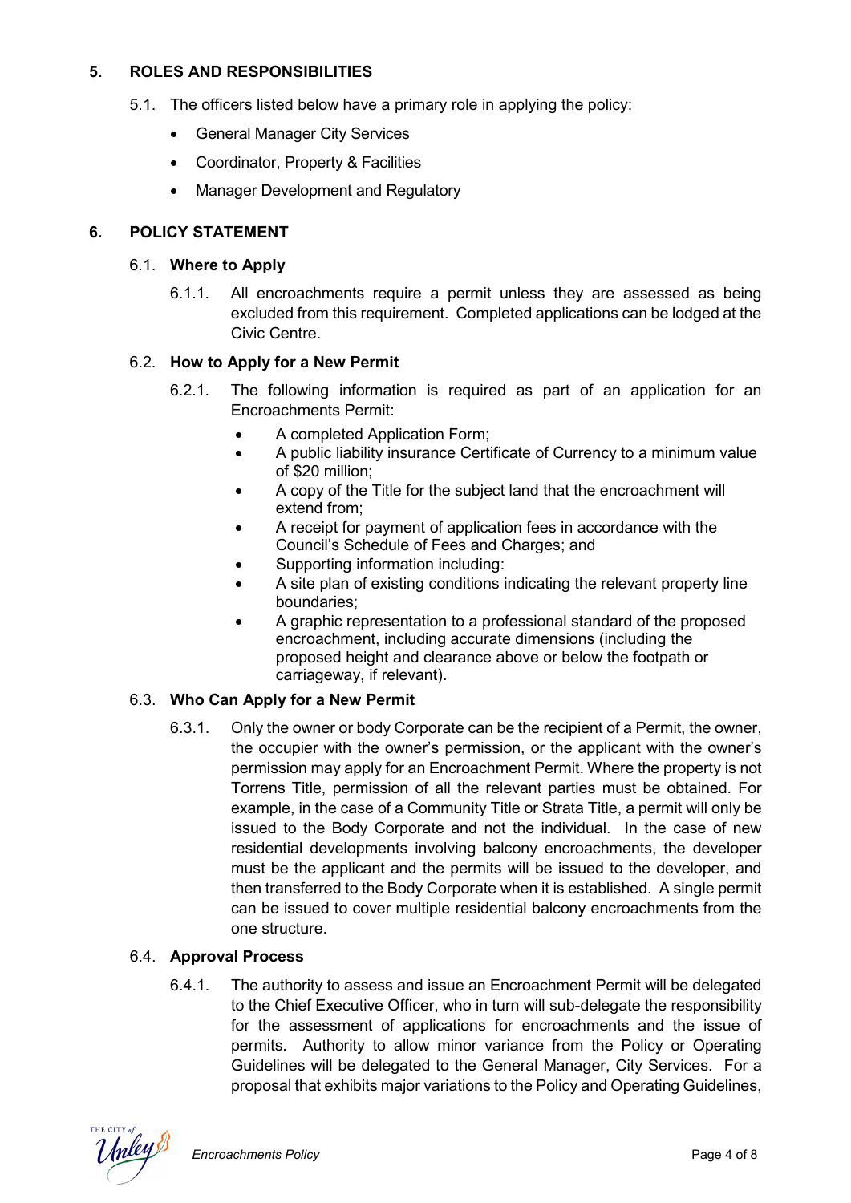## 5. ROLES AND RESPONSIBILITIES

5.1. The officers listed below have a primary role in applying the policy:

- General Manager City Services
- Coordinator, Property & Facilities
- Manager Development and Regulatory

## 6. POLICY STATEMENT

### 6.1. Where to Apply

6.1.1. All encroachments require a permit unless they are assessed as being excluded from this requirement. Completed applications can be lodged at the Civic Centre.

### 6.2. How to Apply for a New Permit

6.2.1. The following information is required as part of an application for an Encroachments Permit:

- A completed Application Form;
- A public liability insurance Certificate of Currency to a minimum value of $20 million;
- A copy of the Title for the subject land that the encroachment will extend from;
- A receipt for payment of application fees in accordance with the Council's Schedule of Fees and Charges; and
- Supporting information including:
- A site plan of existing conditions indicating the relevant property line boundaries;
- A graphic representation to a professional standard of the proposed encroachment, including accurate dimensions (including the proposed height and clearance above or below the footpath or carriageway, if relevant).

### 6.3. Who Can Apply for a New Permit

6.3.1. Only the owner or body Corporate can be the recipient of a Permit, the owner, the occupier with the owner's permission, or the applicant with the owner's permission may apply for an Encroachment Permit. Where the property is not Torrens Title, permission of all the relevant parties must be obtained. For example, in the case of a Community Title or Strata Title, a permit will only be issued to the Body Corporate and not the individual. In the case of new residential developments involving balcony encroachments, the developer must be the applicant and the permits will be issued to the developer, and then transferred to the Body Corporate when it is established. A single permit can be issued to cover multiple residential balcony encroachments from the one structure.

### 6.4. Approval Process

6.4.1. The authority to assess and issue an Encroachment Permit will be delegated to the Chief Executive Officer, who in turn will sub-delegate the responsibility for the assessment of applications for encroachments and the issue of permits. Authority to allow minor variance from the Policy or Operating Guidelines will be delegated to the General Manager, City Services. For a proposal that exhibits major variations to the Policy and Operating Guidelines,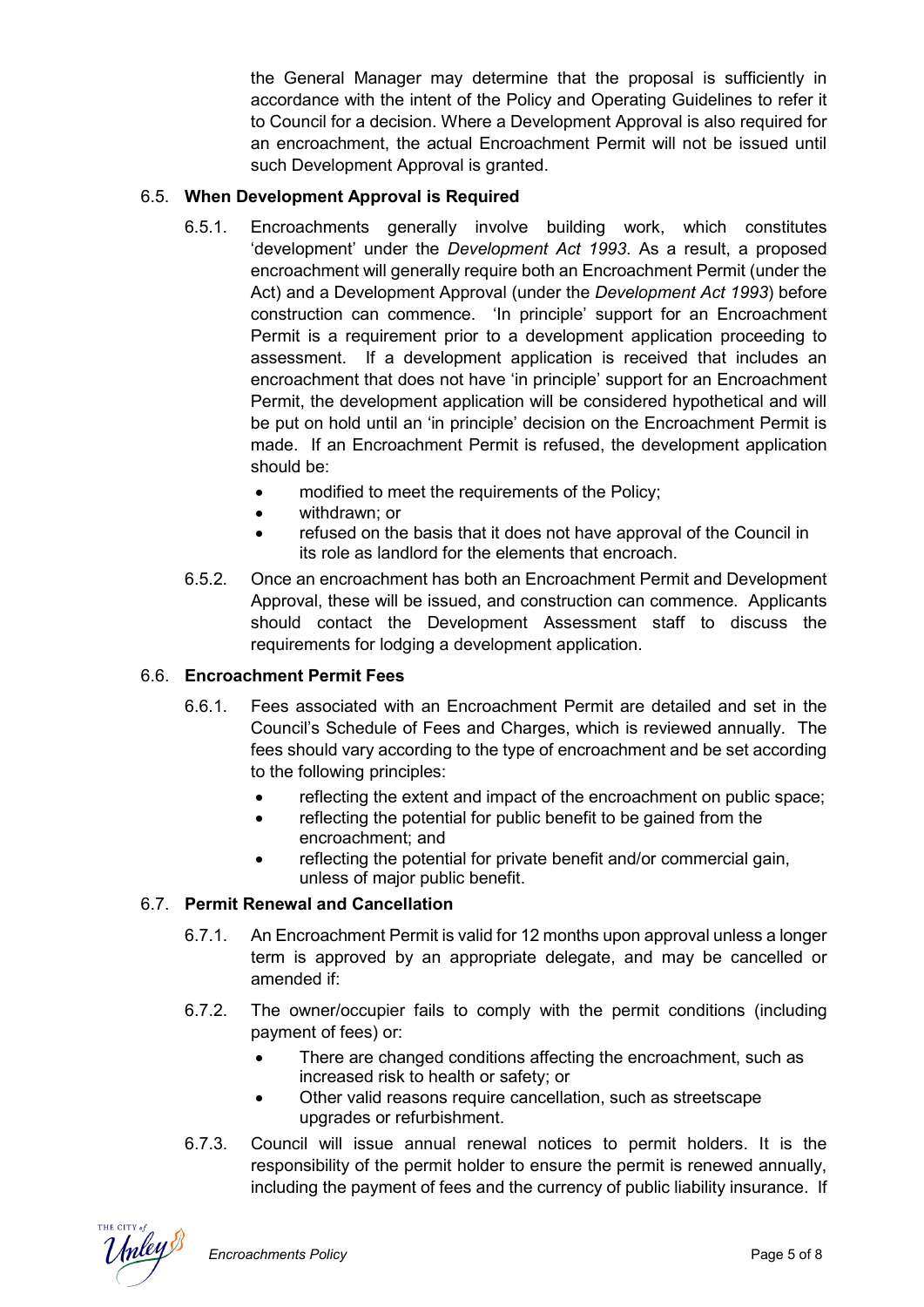the General Manager may determine that the proposal is sufficiently in accordance with the intent of the Policy and Operating Guidelines to refer it to Council for a decision. Where a Development Approval is also required for an encroachment, the actual Encroachment Permit will not be issued until such Development Approval is granted.

### 6.5. When Development Approval is Required

6.5.1. Encroachments generally involve building work, which constitutes 'development' under the *Development Act 1993*. As a result, a proposed encroachment will generally require both an Encroachment Permit (under the Act) and a Development Approval (under the *Development Act 1993*) before construction can commence. 'In principle' support for an Encroachment Permit is a requirement prior to a development application proceeding to assessment. If a development application is received that includes an encroachment that does not have 'in principle' support for an Encroachment Permit, the development application will be considered hypothetical and will be put on hold until an 'in principle' decision on the Encroachment Permit is made. If an Encroachment Permit is refused, the development application should be:

- modified to meet the requirements of the Policy;
- withdrawn; or
- refused on the basis that it does not have approval of the Council in its role as landlord for the elements that encroach.

6.5.2. Once an encroachment has both an Encroachment Permit and Development Approval, these will be issued, and construction can commence. Applicants should contact the Development Assessment staff to discuss the requirements for lodging a development application.

### 6.6. Encroachment Permit Fees

6.6.1. Fees associated with an Encroachment Permit are detailed and set in the Council's Schedule of Fees and Charges, which is reviewed annually. The fees should vary according to the type of encroachment and be set according to the following principles:

- reflecting the extent and impact of the encroachment on public space;
- reflecting the potential for public benefit to be gained from the encroachment; and
- reflecting the potential for private benefit and/or commercial gain, unless of major public benefit.

### 6.7. Permit Renewal and Cancellation

6.7.1. An Encroachment Permit is valid for 12 months upon approval unless a longer term is approved by an appropriate delegate, and may be cancelled or amended if:

6.7.2. The owner/occupier fails to comply with the permit conditions (including payment of fees) or:

- There are changed conditions affecting the encroachment, such as increased risk to health or safety; or
- Other valid reasons require cancellation, such as streetscape upgrades or refurbishment.

6.7.3. Council will issue annual renewal notices to permit holders. It is the responsibility of the permit holder to ensure the permit is renewed annually, including the payment of fees and the currency of public liability insurance. If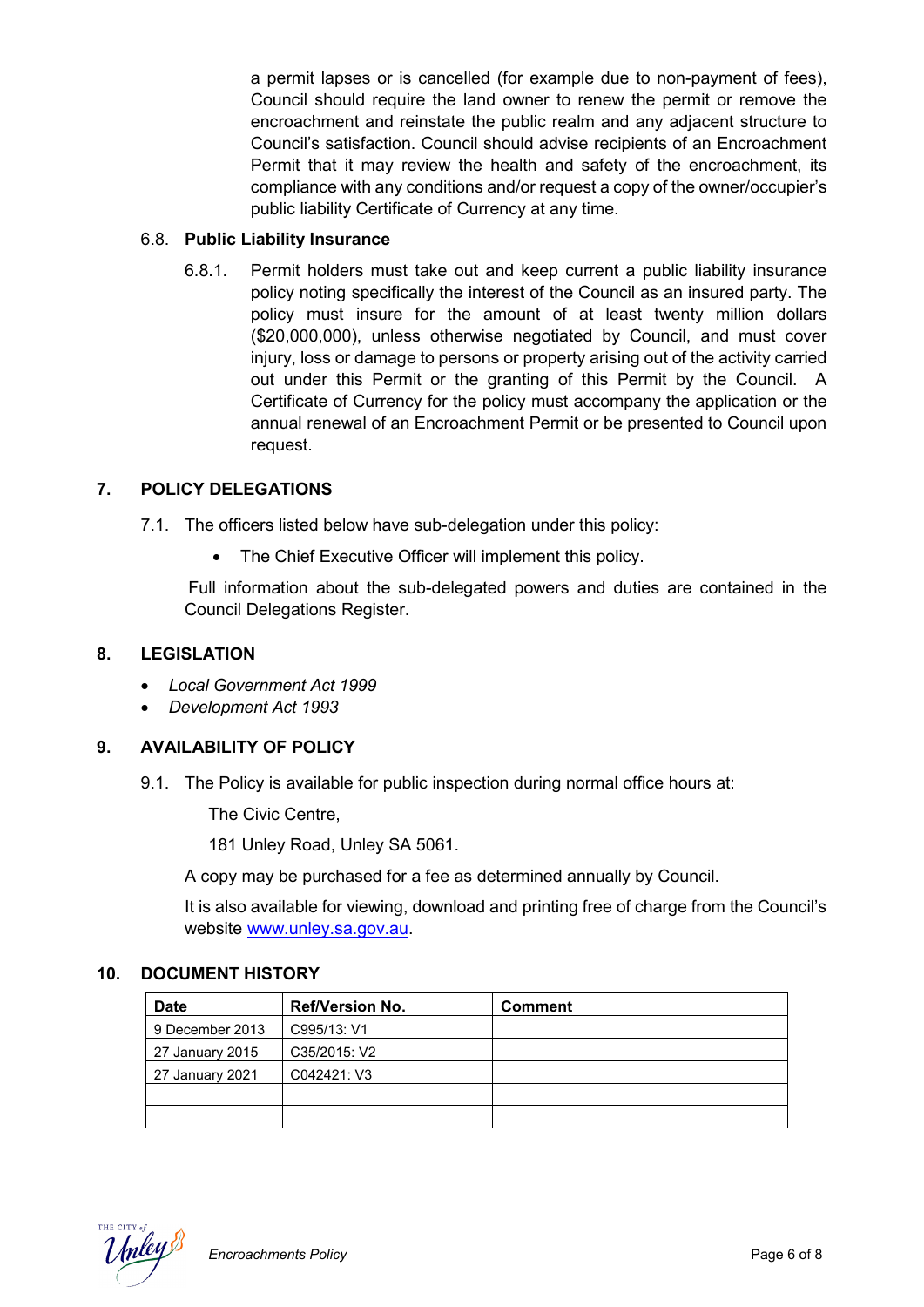a permit lapses or is cancelled (for example due to non-payment of fees), Council should require the land owner to renew the permit or remove the encroachment and reinstate the public realm and any adjacent structure to Council's satisfaction. Council should advise recipients of an Encroachment Permit that it may review the health and safety of the encroachment, its compliance with any conditions and/or request a copy of the owner/occupier's public liability Certificate of Currency at any time.

### 6.8. Public Liability Insurance

6.8.1. Permit holders must take out and keep current a public liability insurance policy noting specifically the interest of the Council as an insured party. The policy must insure for the amount of at least twenty million dollars ($20,000,000), unless otherwise negotiated by Council, and must cover injury, loss or damage to persons or property arising out of the activity carried out under this Permit or the granting of this Permit by the Council. A Certificate of Currency for the policy must accompany the application or the annual renewal of an Encroachment Permit or be presented to Council upon request.

## 7. POLICY DELEGATIONS

7.1. The officers listed below have sub-delegation under this policy:

- The Chief Executive Officer will implement this policy.

Full information about the sub-delegated powers and duties are contained in the Council Delegations Register.

## 8. LEGISLATION

- *Local Government Act 1999*
- *Development Act 1993*

## 9. AVAILABILITY OF POLICY

9.1. The Policy is available for public inspection during normal office hours at:

The Civic Centre,

181 Unley Road, Unley SA 5061.

A copy may be purchased for a fee as determined annually by Council.

It is also available for viewing, download and printing free of charge from the Council's website [www.unley.sa.gov.au](http://www.unley.sa.gov.au).

## 10. DOCUMENT HISTORY

| Date | Ref/Version No. | Comment |
|---|---|---|
| 9 December 2013 | C995/13: V1 | |
| 27 January 2015 | C35/2015: V2 | |
| 27 January 2021 | C042421: V3 | |
| | | |
| | | |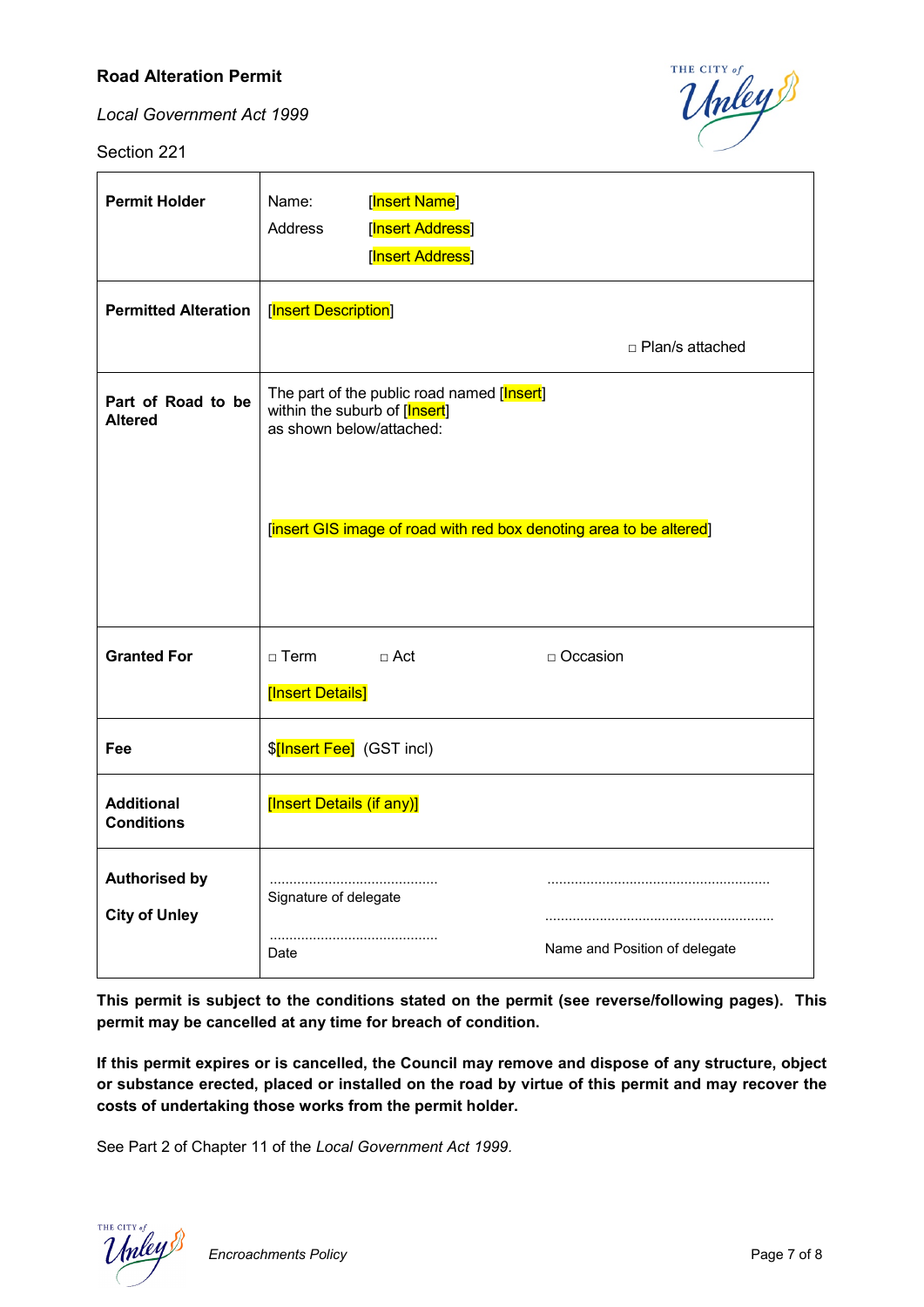**Road Alteration Permit**

*Local Government Act 1999*

Section 221

| | |
|---|---|
| **Permit Holder** | Name: [Insert Name]<br>Address [Insert Address]<br>[Insert Address] |
| **Permitted Alteration** | [Insert Description]<br>□ Plan/s attached |
| **Part of Road to be Altered** | The part of the public road named [Insert] within the suburb of [Insert] as shown below/attached:<br>[insert GIS image of road with red box denoting area to be altered] |
| **Granted For** | □ Term □ Act □ Occasion<br>[Insert Details] |
| **Fee** | $[Insert Fee] (GST incl) |
| **Additional Conditions** | [Insert Details (if any)] |
| **Authorised by City of Unley** | ..........................................<br>Signature of delegate<br>..........................................<br>Date<br>........................................................<br>........................................................<br>Name and Position of delegate |

**This permit is subject to the conditions stated on the permit (see reverse/following pages). This permit may be cancelled at any time for breach of condition.**

**If this permit expires or is cancelled, the Council may remove and dispose of any structure, object or substance erected, placed or installed on the road by virtue of this permit and may recover the costs of undertaking those works from the permit holder.**

See Part 2 of Chapter 11 of the *Local Government Act 1999*.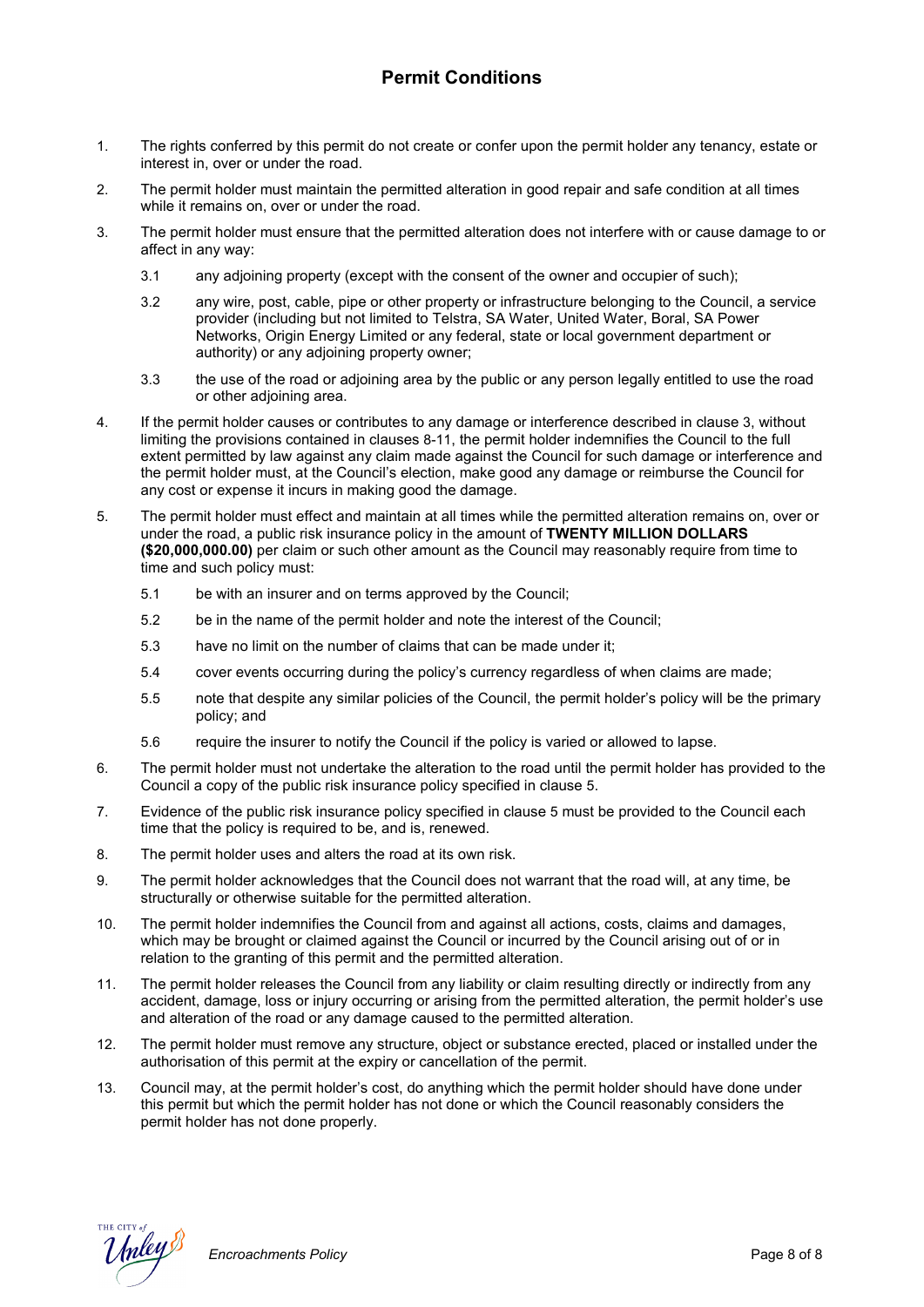## Permit Conditions

1. The rights conferred by this permit do not create or confer upon the permit holder any tenancy, estate or interest in, over or under the road.
2. The permit holder must maintain the permitted alteration in good repair and safe condition at all times while it remains on, over or under the road.
3. The permit holder must ensure that the permitted alteration does not interfere with or cause damage to or affect in any way:
   3.1 any adjoining property (except with the consent of the owner and occupier of such);
   3.2 any wire, post, cable, pipe or other property or infrastructure belonging to the Council, a service provider (including but not limited to Telstra, SA Water, United Water, Boral, SA Power Networks, Origin Energy Limited or any federal, state or local government department or authority) or any adjoining property owner;
   3.3 the use of the road or adjoining area by the public or any person legally entitled to use the road or other adjoining area.
4. If the permit holder causes or contributes to any damage or interference described in clause 3, without limiting the provisions contained in clauses 8-11, the permit holder indemnifies the Council to the full extent permitted by law against any claim made against the Council for such damage or interference and the permit holder must, at the Council's election, make good any damage or reimburse the Council for any cost or expense it incurs in making good the damage.
5. The permit holder must effect and maintain at all times while the permitted alteration remains on, over or under the road, a public risk insurance policy in the amount of **TWENTY MILLION DOLLARS ($20,000,000.00)** per claim or such other amount as the Council may reasonably require from time to time and such policy must:
   5.1 be with an insurer and on terms approved by the Council;
   5.2 be in the name of the permit holder and note the interest of the Council;
   5.3 have no limit on the number of claims that can be made under it;
   5.4 cover events occurring during the policy's currency regardless of when claims are made;
   5.5 note that despite any similar policies of the Council, the permit holder's policy will be the primary policy; and
   5.6 require the insurer to notify the Council if the policy is varied or allowed to lapse.
6. The permit holder must not undertake the alteration to the road until the permit holder has provided to the Council a copy of the public risk insurance policy specified in clause 5.
7. Evidence of the public risk insurance policy specified in clause 5 must be provided to the Council each time that the policy is required to be, and is, renewed.
8. The permit holder uses and alters the road at its own risk.
9. The permit holder acknowledges that the Council does not warrant that the road will, at any time, be structurally or otherwise suitable for the permitted alteration.
10. The permit holder indemnifies the Council from and against all actions, costs, claims and damages, which may be brought or claimed against the Council or incurred by the Council arising out of or in relation to the granting of this permit and the permitted alteration.
11. The permit holder releases the Council from any liability or claim resulting directly or indirectly from any accident, damage, loss or injury occurring or arising from the permitted alteration, the permit holder's use and alteration of the road or any damage caused to the permitted alteration.
12. The permit holder must remove any structure, object or substance erected, placed or installed under the authorisation of this permit at the expiry or cancellation of the permit.
13. Council may, at the permit holder's cost, do anything which the permit holder should have done under this permit but which the permit holder has not done or which the Council reasonably considers the permit holder has not done properly.